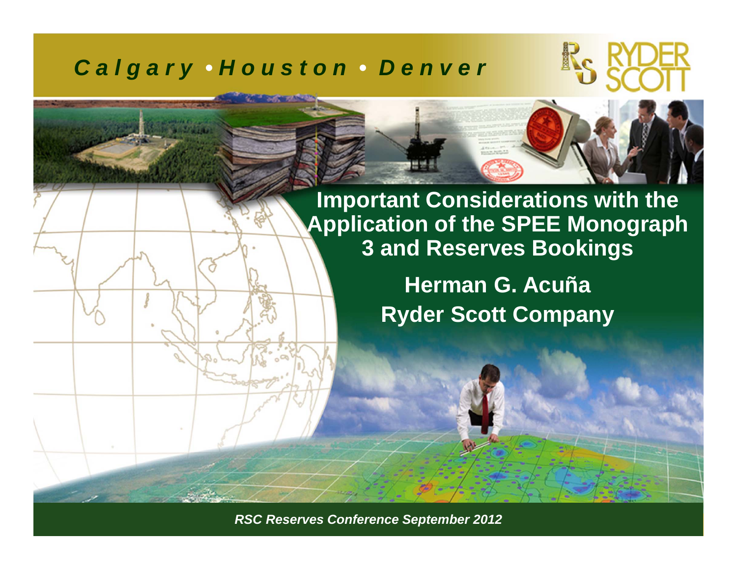*Calgary • Houston • Denver*

# Important Considerations with the Application of the SPEE Monograph 3 and Reserves Bookings

**Herman G. Acuña**

**Ryder Scott Company**

*RSC Reserves Conference September 2012*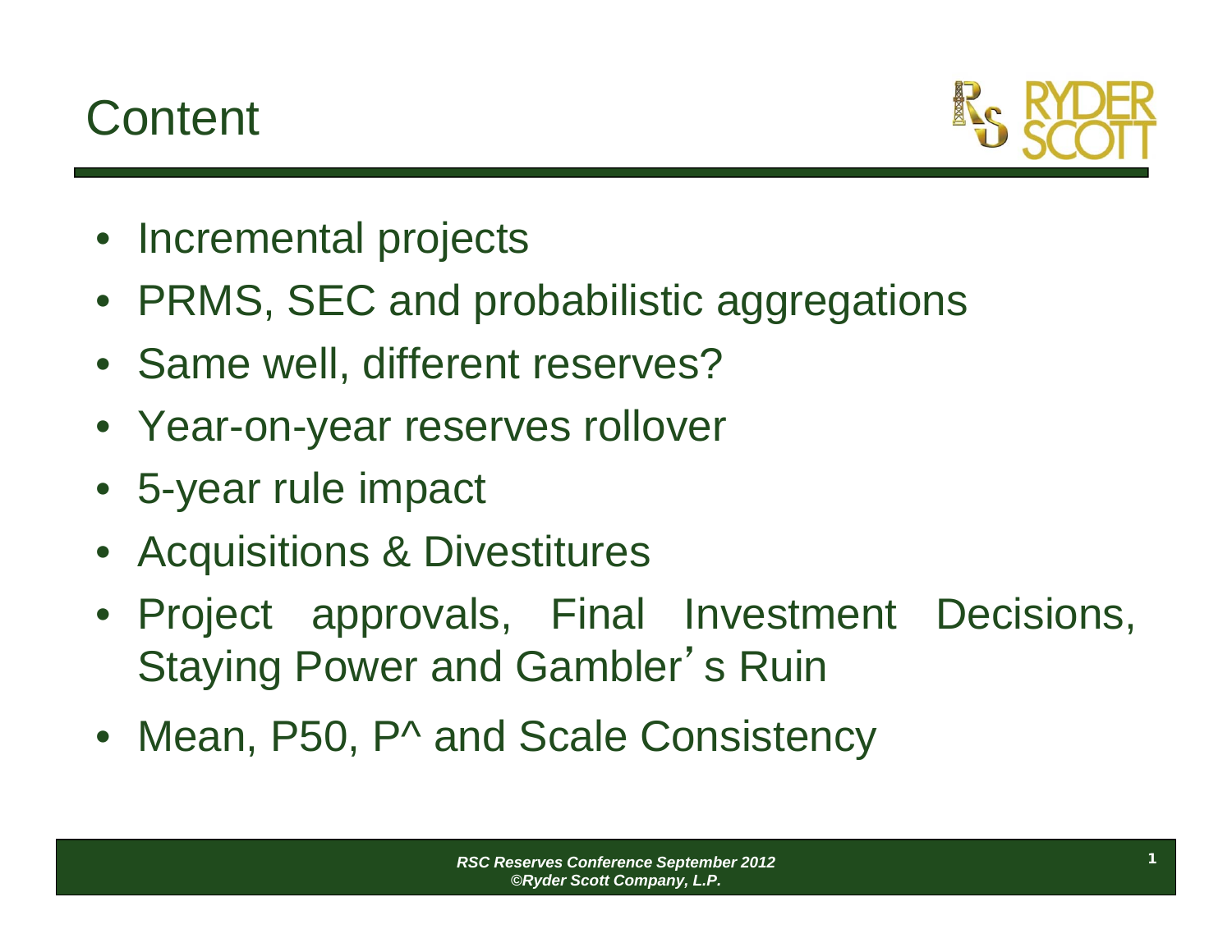# Content

- Incremental projects
- PRMS, SEC and probabilistic aggregations
- Same well, different reserves?
- Year-on-year reserves rollover
- 5-year rule impact
- Acquisitions & Divestitures
- Project approvals, Final Investment Decisions, Staying Power and Gambler's Ruin
- Mean, P50, P^ and Scale Consistency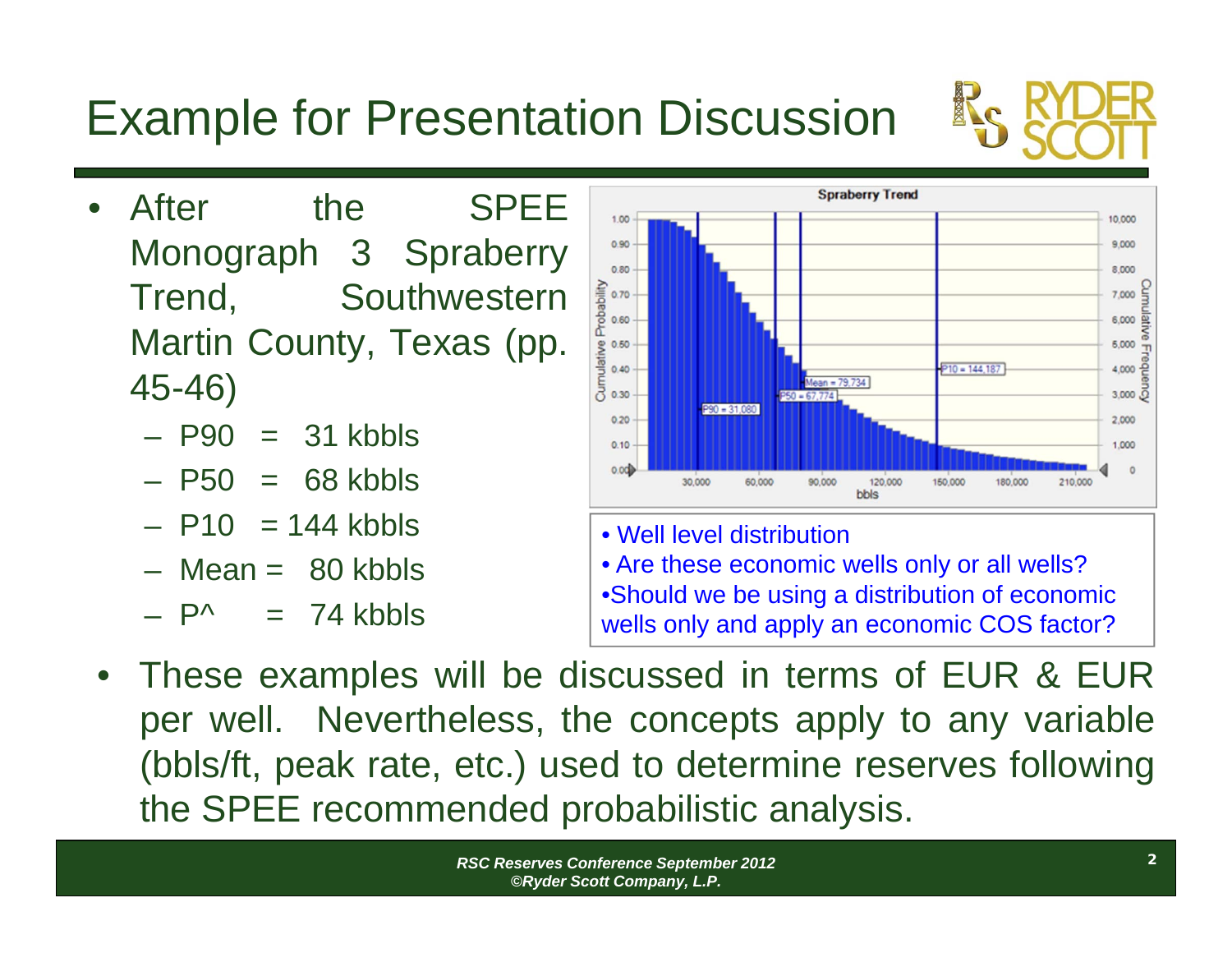# Example for Presentation Discussion

- After the SPEE Monograph 3 Spraberry Trend, Southwestern Martin County, Texas (pp. 45-46)
  - P90 = 31 kbbls
  - P50 = 68 kbbls
  - P10 = 144 kbbls
  - Mean = 80 kbbls
  - P^ = 74 kbbls

- Well level distribution
- Are these economic wells only or all wells?
- Should we be using a distribution of economic wells only and apply an economic COS factor?

- These examples will be discussed in terms of EUR & EUR per well. Nevertheless, the concepts apply to any variable (bbls/ft, peak rate, etc.) used to determine reserves following the SPEE recommended probabilistic analysis.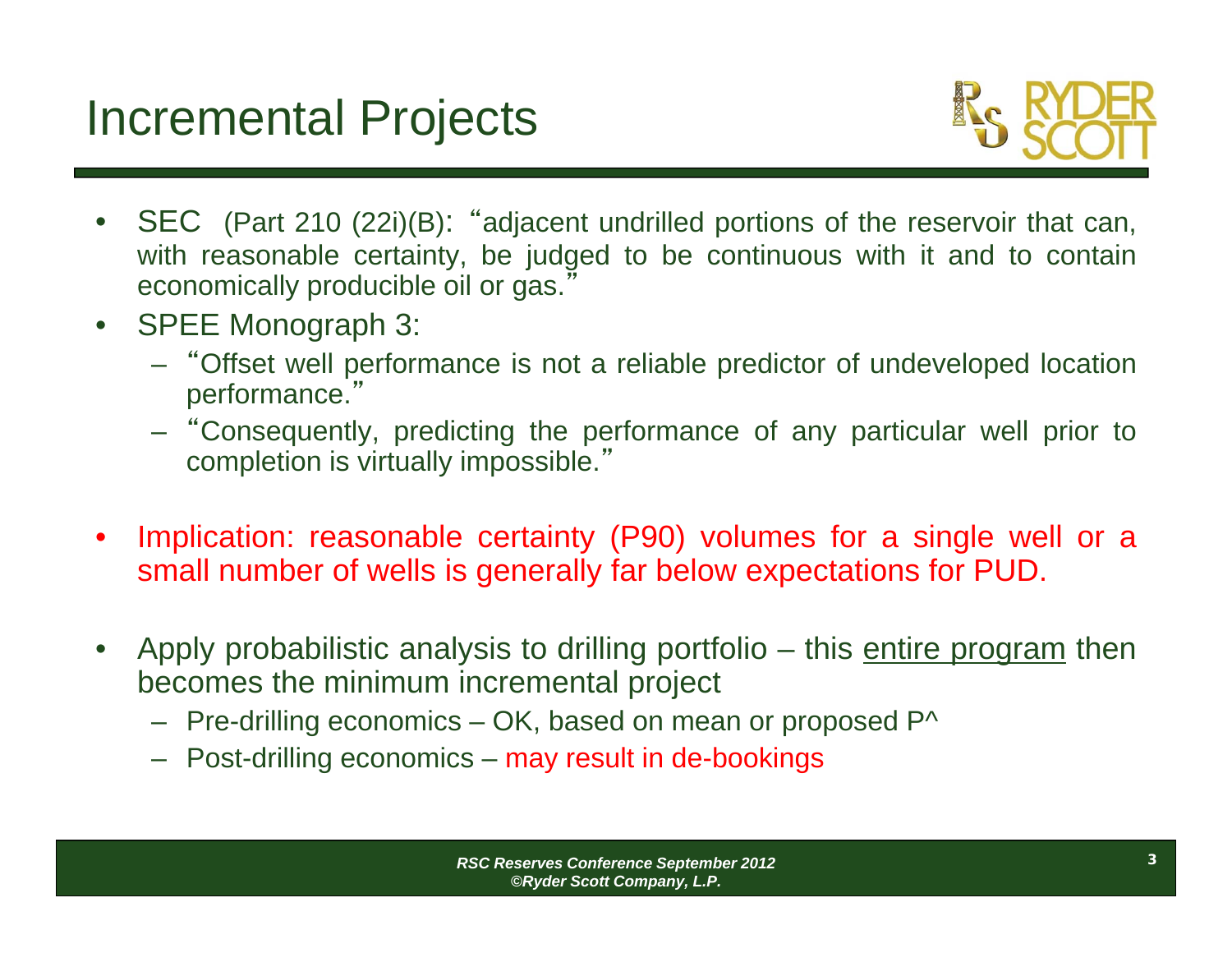# Incremental Projects

- SEC (Part 210 (22i)(B): "adjacent undrilled portions of the reservoir that can, with reasonable certainty, be judged to be continuous with it and to contain economically producible oil or gas."
- SPEE Monograph 3:
  - "Offset well performance is not a reliable predictor of undeveloped location performance."
  - "Consequently, predicting the performance of any particular well prior to completion is virtually impossible."
- Implication: reasonable certainty (P90) volumes for a single well or a small number of wells is generally far below expectations for PUD.
- Apply probabilistic analysis to drilling portfolio – this entire program then becomes the minimum incremental project
  - Pre-drilling economics – OK, based on mean or proposed P^
  - Post-drilling economics – may result in de-bookings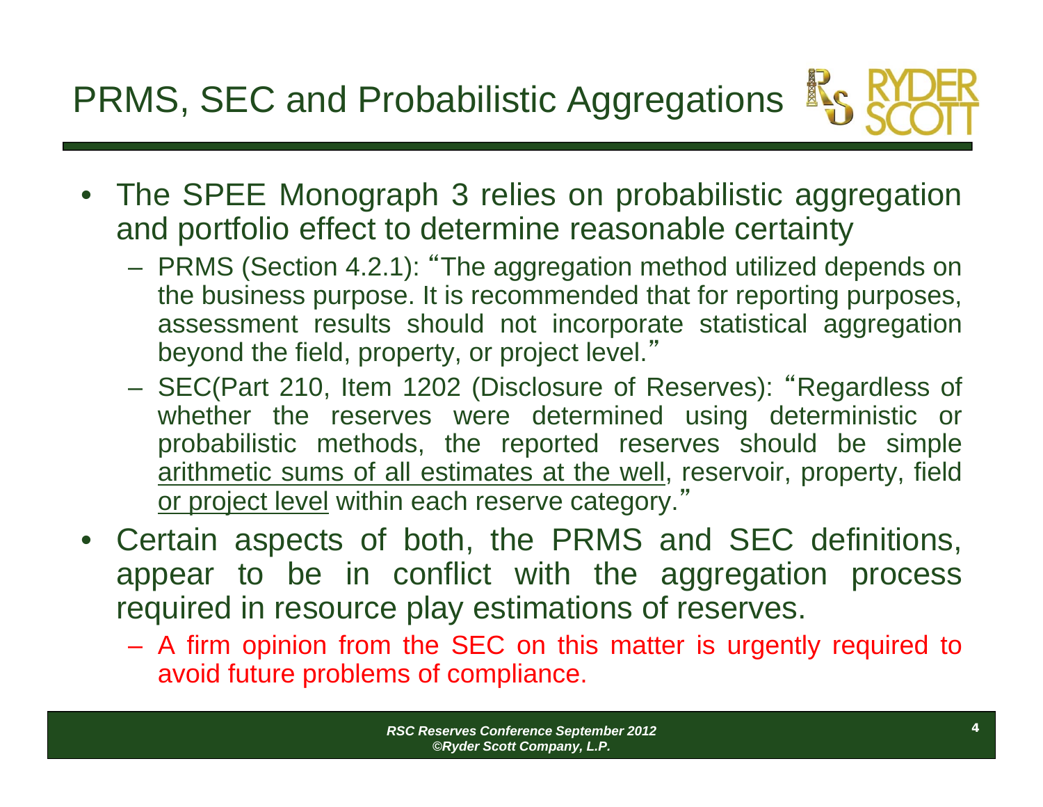# PRMS, SEC and Probabilistic Aggregations

- The SPEE Monograph 3 relies on probabilistic aggregation and portfolio effect to determine reasonable certainty
  - PRMS (Section 4.2.1): "The aggregation method utilized depends on the business purpose. It is recommended that for reporting purposes, assessment results should not incorporate statistical aggregation beyond the field, property, or project level."
  - SEC(Part 210, Item 1202 (Disclosure of Reserves): "Regardless of whether the reserves were determined using deterministic or probabilistic methods, the reported reserves should be simple <u>arithmetic sums of all estimates at the well</u>, reservoir, property, field <u>or project level</u> within each reserve category."
- Certain aspects of both, the PRMS and SEC definitions, appear to be in conflict with the aggregation process required in resource play estimations of reserves.
  - A firm opinion from the SEC on this matter is urgently required to avoid future problems of compliance.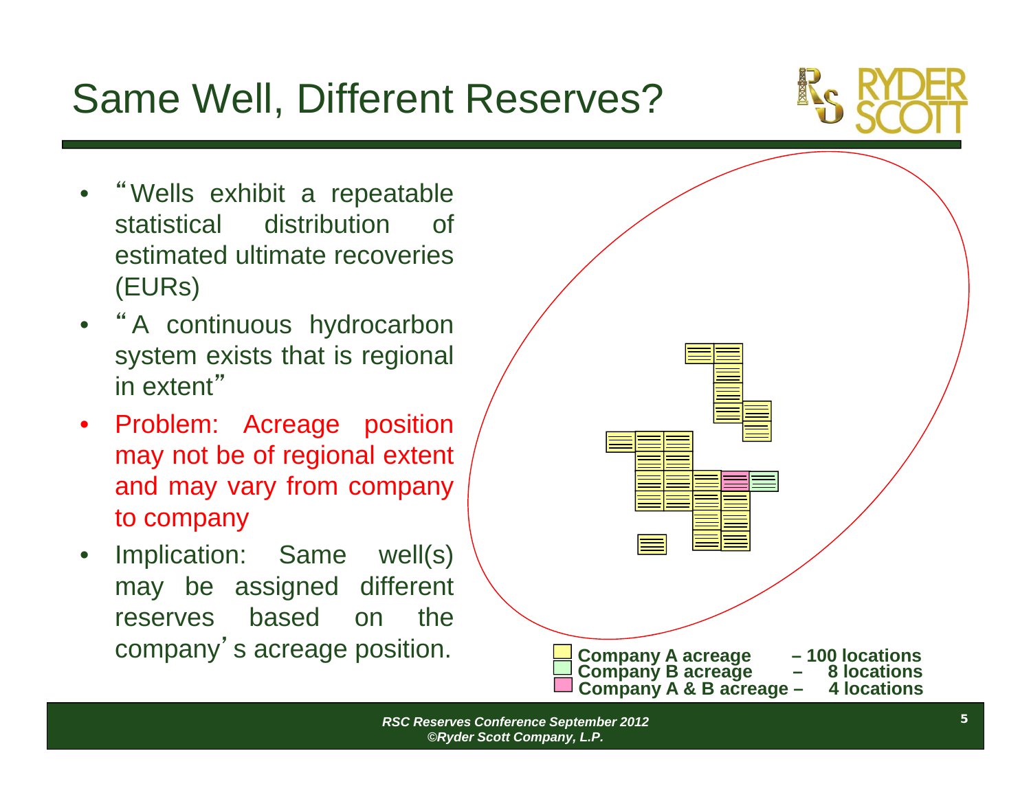# Same Well, Different Reserves?

- "Wells exhibit a repeatable statistical distribution of estimated ultimate recoveries (EURs)
- "A continuous hydrocarbon system exists that is regional in extent"
- Problem: Acreage position may not be of regional extent and may vary from company to company
- Implication: Same well(s) may be assigned different reserves based on the company's acreage position.

**Company A acreage – 100 locations**
**Company B acreage – 8 locations**
**Company A & B acreage – 4 locations**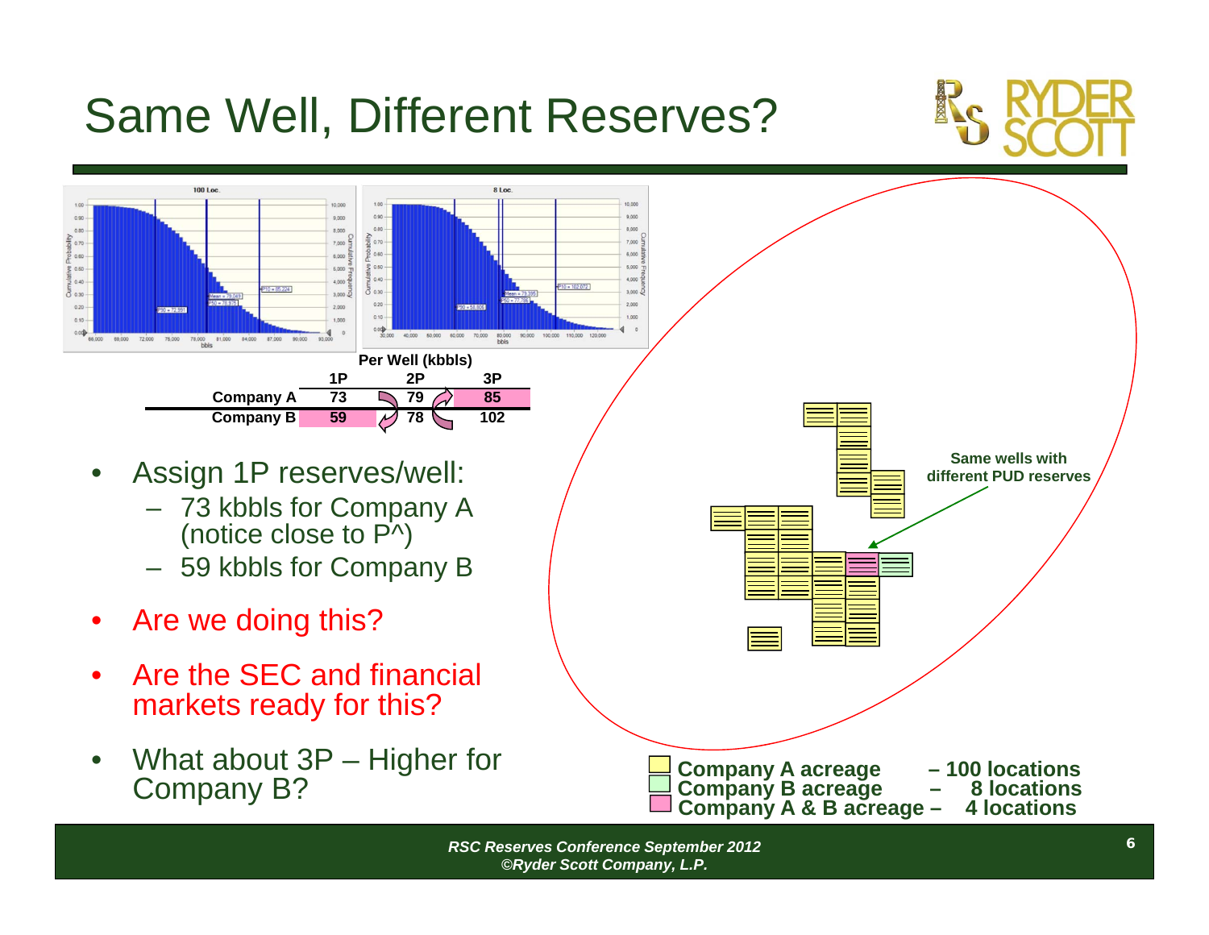# Same Well, Different Reserves?

**Per Well (kbbls)**

| | 1P | 2P | 3P |
|---|---|---|---|
| **Company A** | 73 | 79 | 85 |
| **Company B** | 59 | 78 | 102 |

- Assign 1P reserves/well:
  - 73 kbbls for Company A (notice close to P^)
  - 59 kbbls for Company B
- Are we doing this?
- Are the SEC and financial markets ready for this?
- What about 3P – Higher for Company B?

**Same wells with different PUD reserves**

**Company A acreage – 100 locations**
**Company B acreage – 8 locations**
**Company A & B acreage – 4 locations**

*RSC Reserves Conference September 2012*
*©Ryder Scott Company, L.P.*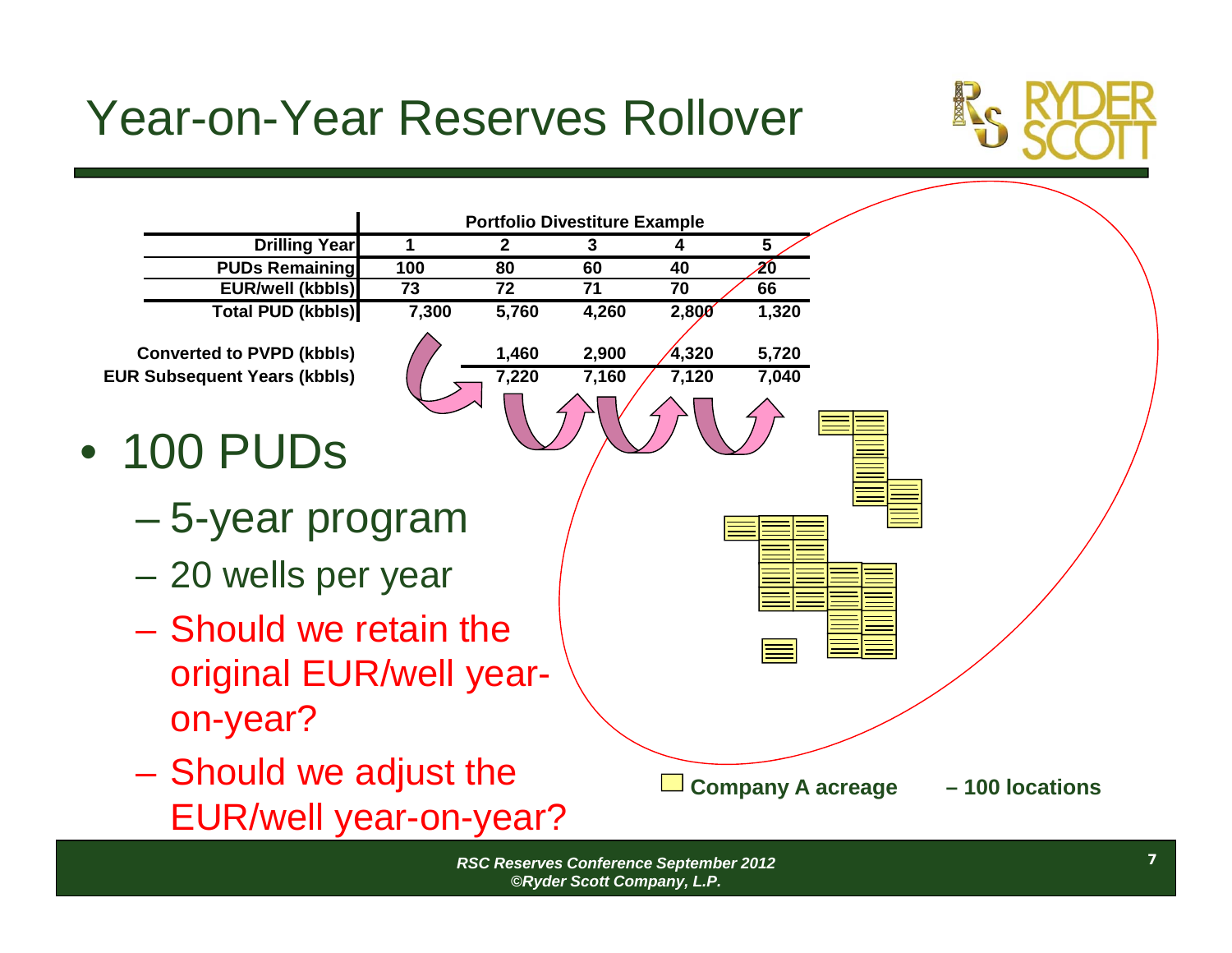# Year-on-Year Reserves Rollover

**Portfolio Divestiture Example**

| Drilling Year | 1 | 2 | 3 | 4 | 5 |
|---|---|---|---|---|---|
| PUDs Remaining | 100 | 80 | 60 | 40 | 20 |
| EUR/well (kbbls) | 73 | 72 | 71 | 70 | 66 |
| Total PUD (kbbls) | 7,300 | 5,760 | 4,260 | 2,800 | 1,320 |
| Converted to PVPD (kbbls) | | 1,460 | 2,900 | 4,320 | 5,720 |
| EUR Subsequent Years (kbbls) | | 7,220 | 7,160 | 7,120 | 7,040 |

- 100 PUDs
  - 5-year program
  - 20 wells per year
  - Should we retain the original EUR/well year-on-year?
  - Should we adjust the EUR/well year-on-year?

Company A acreage – 100 locations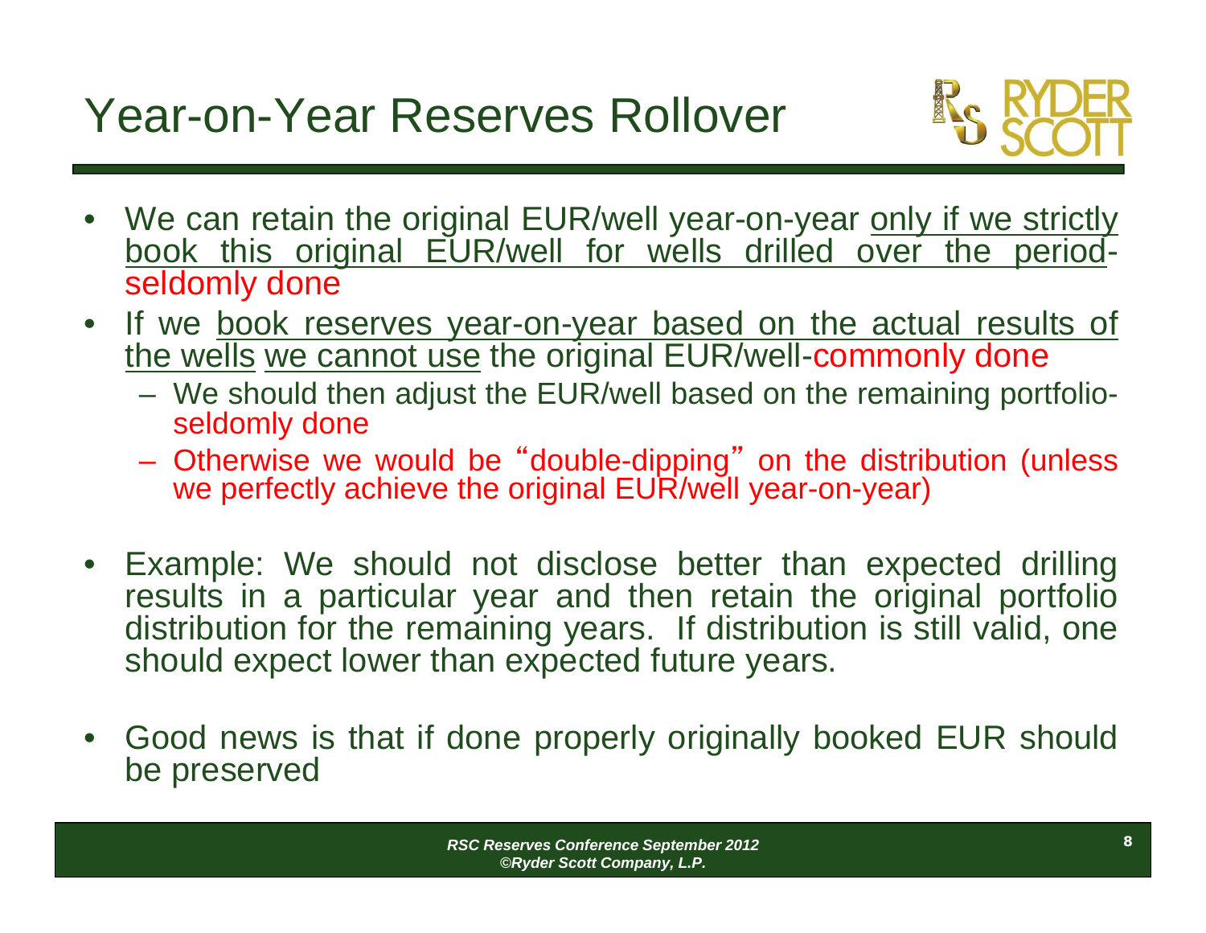# Year-on-Year Reserves Rollover

- We can retain the original EUR/well year-on-year only if we strictly book this original EUR/well for wells drilled over the period-seldomly done
- If we book reserves year-on-year based on the actual results of the wells we cannot use the original EUR/well-commonly done
  - We should then adjust the EUR/well based on the remaining portfolio-seldomly done
  - Otherwise we would be "double-dipping" on the distribution (unless we perfectly achieve the original EUR/well year-on-year)
- Example: We should not disclose better than expected drilling results in a particular year and then retain the original portfolio distribution for the remaining years. If distribution is still valid, one should expect lower than expected future years.
- Good news is that if done properly originally booked EUR should be preserved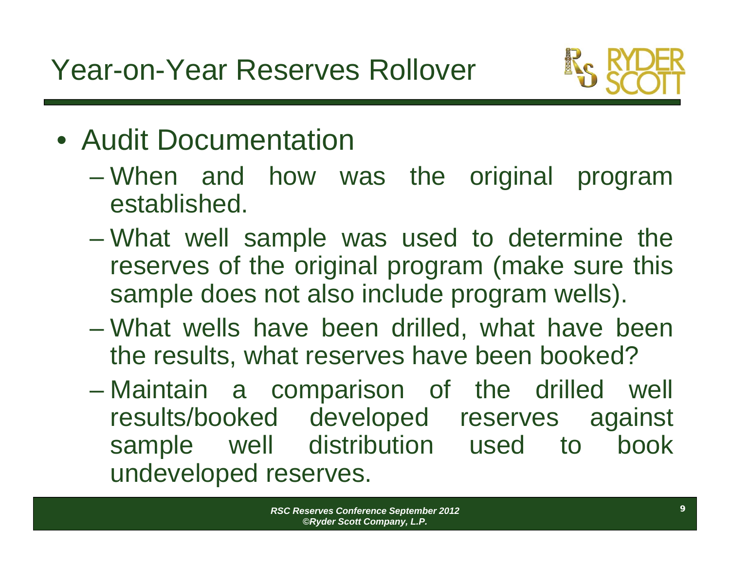# Year-on-Year Reserves Rollover

- Audit Documentation
  - When and how was the original program established.
  - What well sample was used to determine the reserves of the original program (make sure this sample does not also include program wells).
  - What wells have been drilled, what have been the results, what reserves have been booked?
  - Maintain a comparison of the drilled well results/booked developed reserves against sample well distribution used to book undeveloped reserves.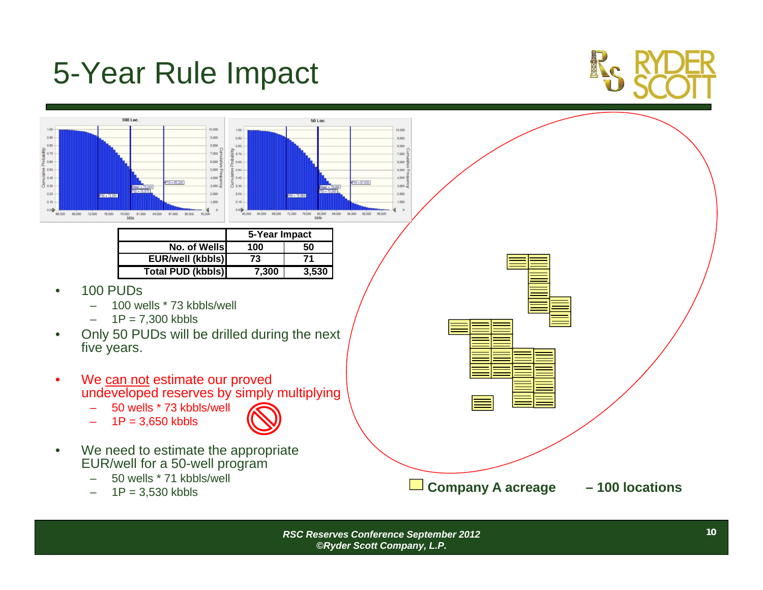# 5-Year Rule Impact

| | 5-Year Impact | |
|---|---|---|
| No. of Wells | 100 | 50 |
| EUR/well (kbbls) | 73 | 71 |
| Total PUD (kbbls) | 7,300 | 3,530 |

- 100 PUDs
  - 100 wells * 73 kbbls/well
  - 1P = 7,300 kbbls
- Only 50 PUDs will be drilled during the next five years.
- We can not estimate our proved undeveloped reserves by simply multiplying
  - 50 wells * 73 kbbls/well
  - 1P = 3,650 kbbls
- We need to estimate the appropriate EUR/well for a 50-well program
  - 50 wells * 71 kbbls/well
  - 1P = 3,530 kbbls

Company A acreage – 100 locations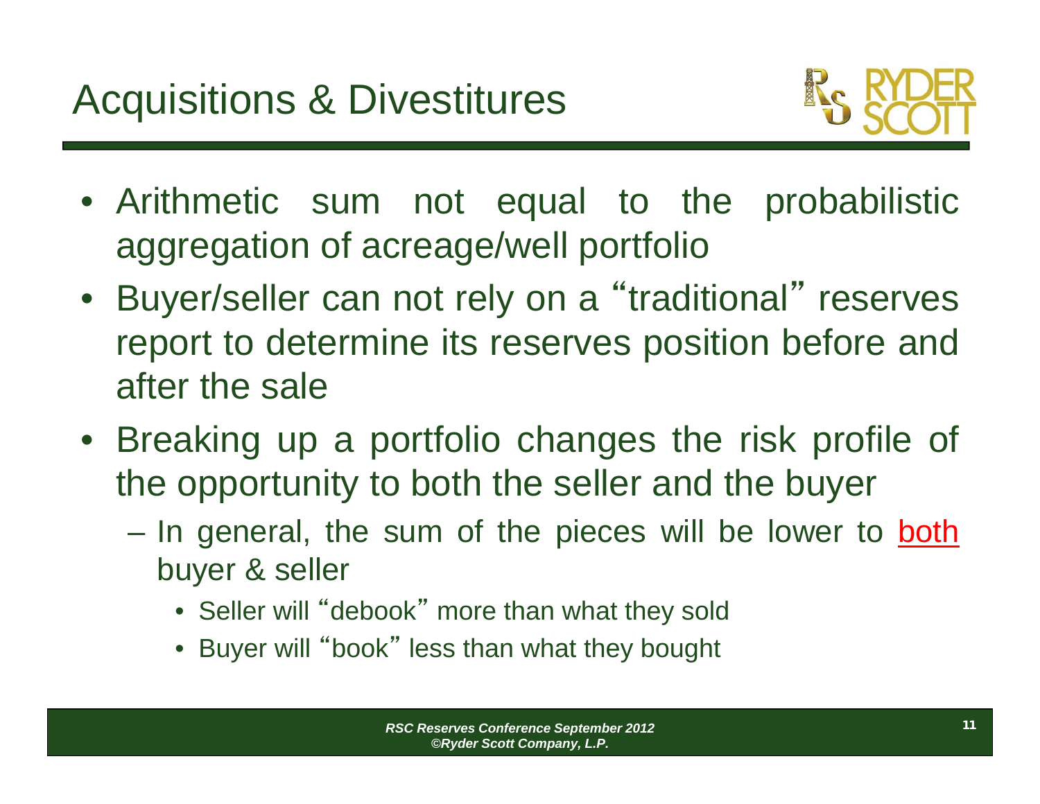# Acquisitions & Divestitures

- Arithmetic sum not equal to the probabilistic aggregation of acreage/well portfolio
- Buyer/seller can not rely on a "traditional" reserves report to determine its reserves position before and after the sale
- Breaking up a portfolio changes the risk profile of the opportunity to both the seller and the buyer
  - In general, the sum of the pieces will be lower to both buyer & seller
    - Seller will "debook" more than what they sold
    - Buyer will "book" less than what they bought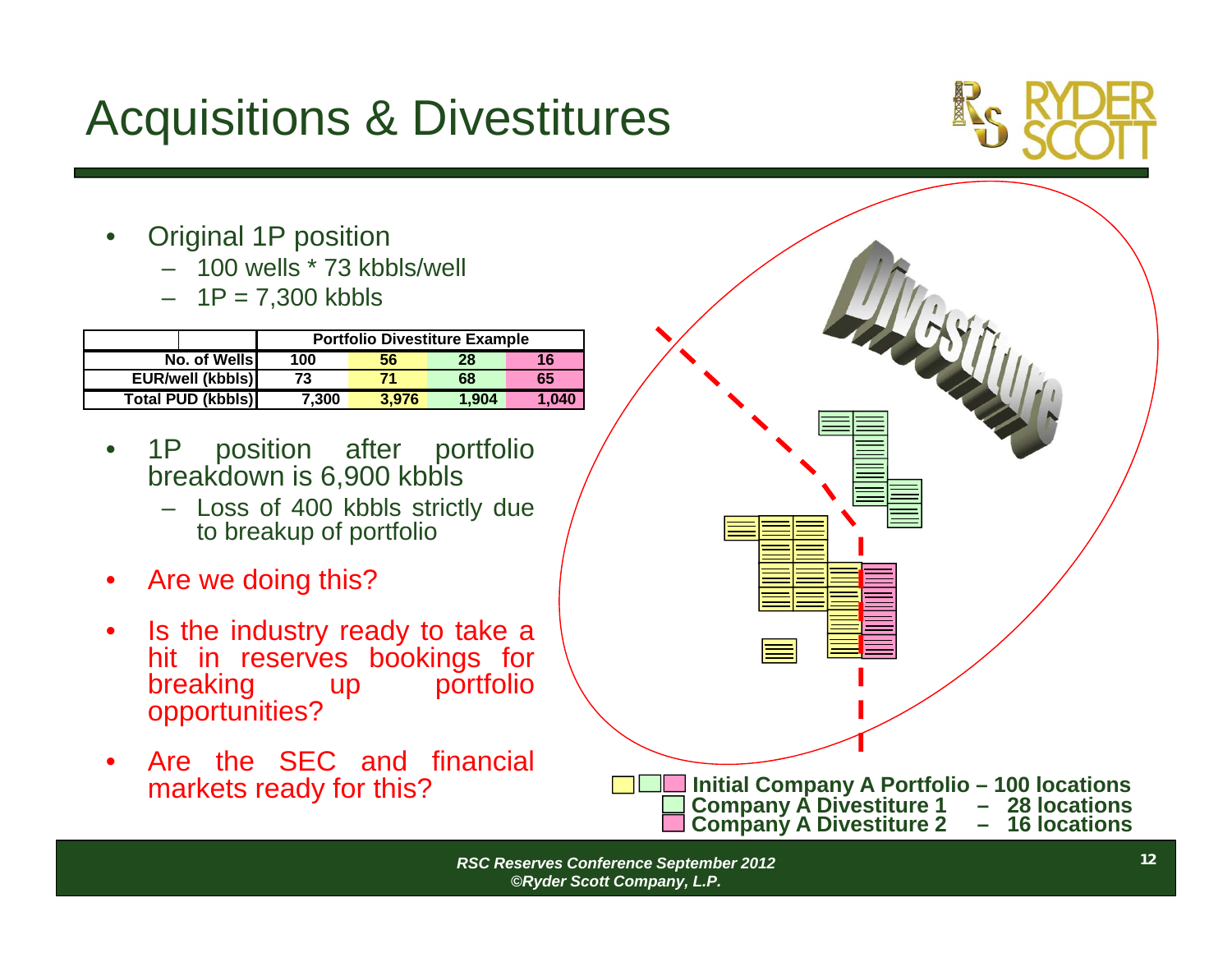# Acquisitions & Divestitures

- Original 1P position
  - 100 wells * 73 kbbls/well
  - 1P = 7,300 kbbls

| | Portfolio Divestiture Example | | | |
|---|---|---|---|---|
| No. of Wells | 100 | 56 | 28 | 16 |
| EUR/well (kbbls) | 73 | 71 | 68 | 65 |
| Total PUD (kbbls) | 7,300 | 3,976 | 1,904 | 1,040 |

- 1P position after portfolio breakdown is 6,900 kbbls
  - Loss of 400 kbbls strictly due to breakup of portfolio
- Are we doing this?
- Is the industry ready to take a hit in reserves bookings for breaking up portfolio opportunities?
- Are the SEC and financial markets ready for this?

Divestiture

Initial Company A Portfolio – 100 locations
Company A Divestiture 1 – 28 locations
Company A Divestiture 2 – 16 locations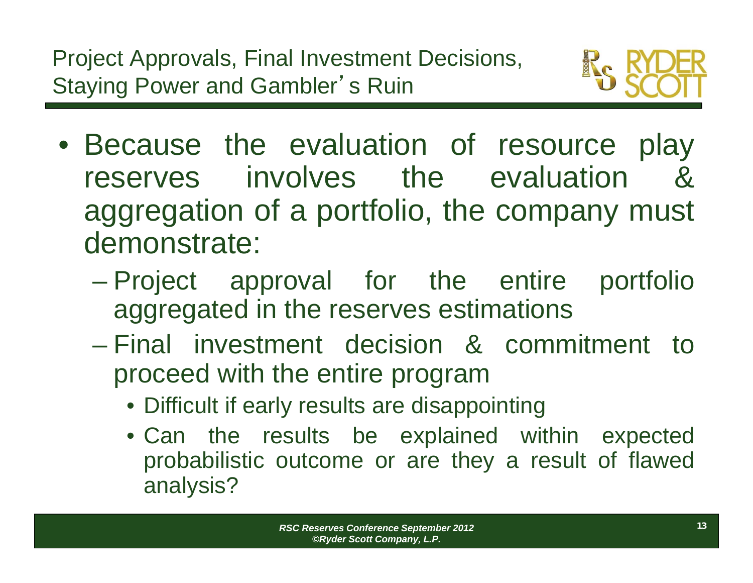## Project Approvals, Final Investment Decisions, Staying Power and Gambler's Ruin

- Because the evaluation of resource play reserves involves the evaluation & aggregation of a portfolio, the company must demonstrate:
  - Project approval for the entire portfolio aggregated in the reserves estimations
  - Final investment decision & commitment to proceed with the entire program
    - Difficult if early results are disappointing
    - Can the results be explained within expected probabilistic outcome or are they a result of flawed analysis?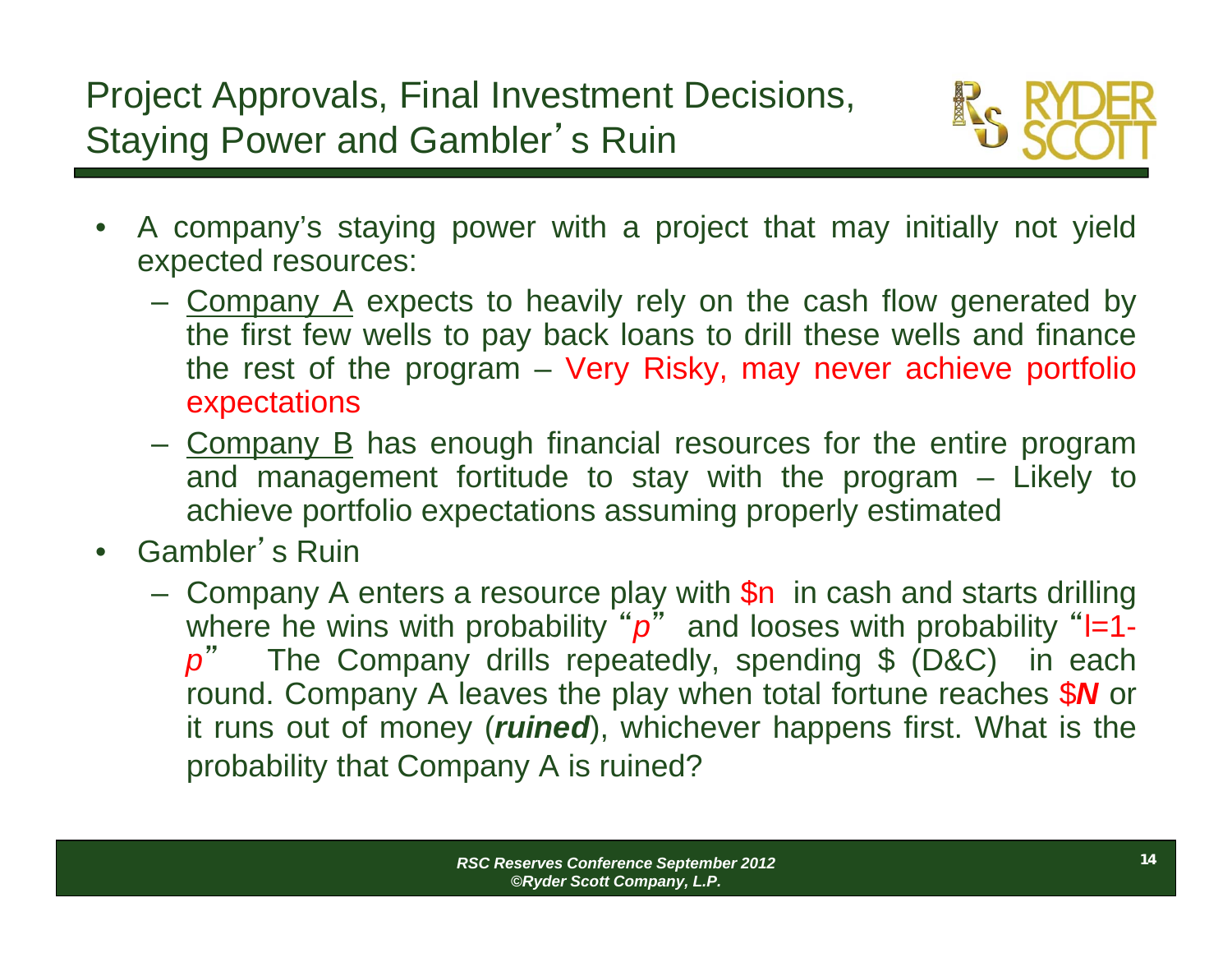# Project Approvals, Final Investment Decisions, Staying Power and Gambler's Ruin

- A company's staying power with a project that may initially not yield expected resources:
  - Company A expects to heavily rely on the cash flow generated by the first few wells to pay back loans to drill these wells and finance the rest of the program – Very Risky, may never achieve portfolio expectations
  - Company B has enough financial resources for the entire program and management fortitude to stay with the program – Likely to achieve portfolio expectations assuming properly estimated
- Gambler's Ruin
  - Company A enters a resource play with \$n in cash and starts drilling where he wins with probability "*p*" and looses with probability "l=1-*p*" The Company drills repeatedly, spending \$ (D&C) in each round. Company A leaves the play when total fortune reaches \$***N*** or it runs out of money (***ruined***), whichever happens first. What is the probability that Company A is ruined?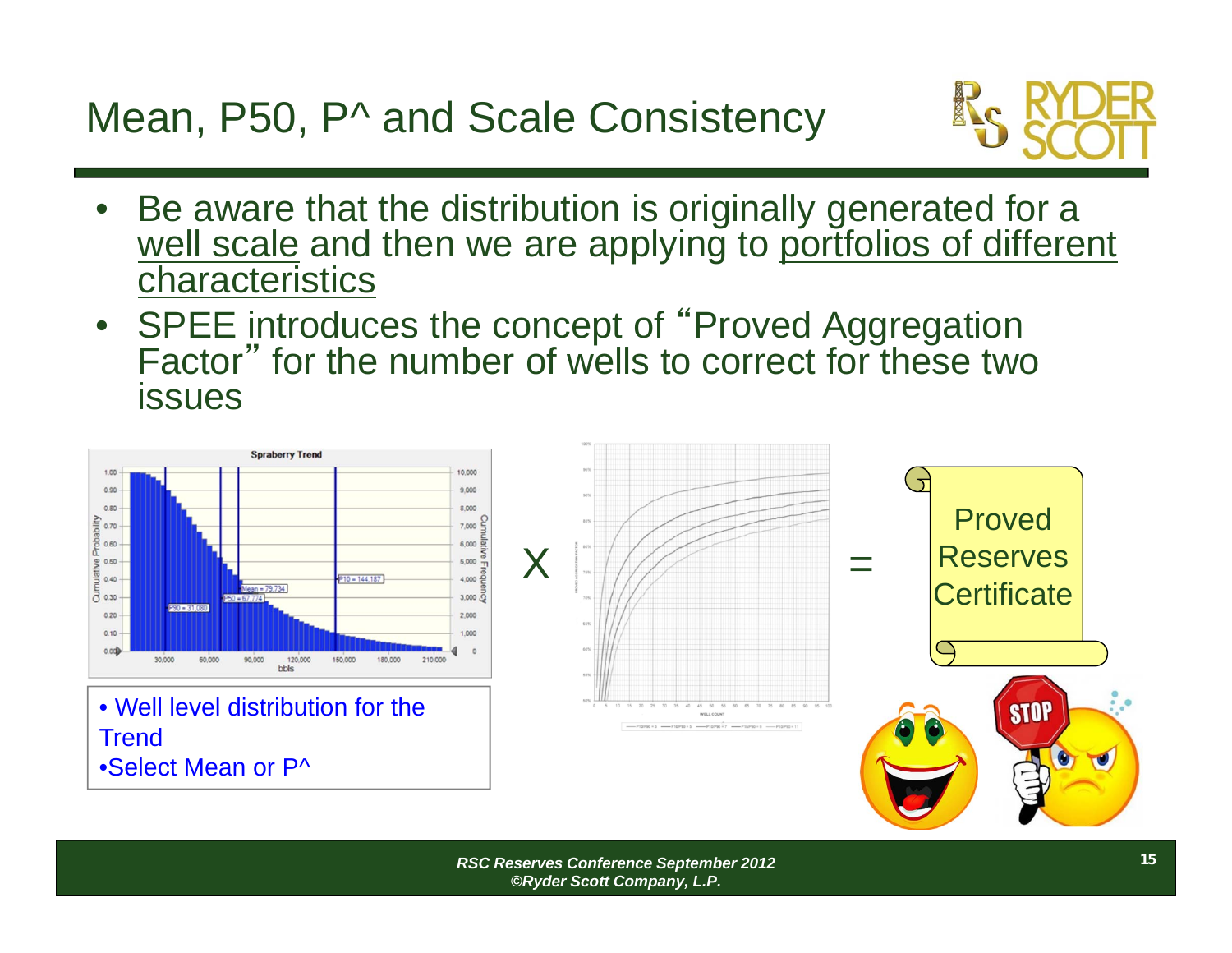# Mean, P50, P^ and Scale Consistency

- Be aware that the distribution is originally generated for a well scale and then we are applying to portfolios of different characteristics
- SPEE introduces the concept of "Proved Aggregation Factor" for the number of wells to correct for these two issues

Spraberry Trend

P90 = 31,080

P50 = 67,774

Mean = 79,734

P10 = 144,187

- Well level distribution for the Trend
- Select Mean or P^

X

=

Proved Reserves Certificate

STOP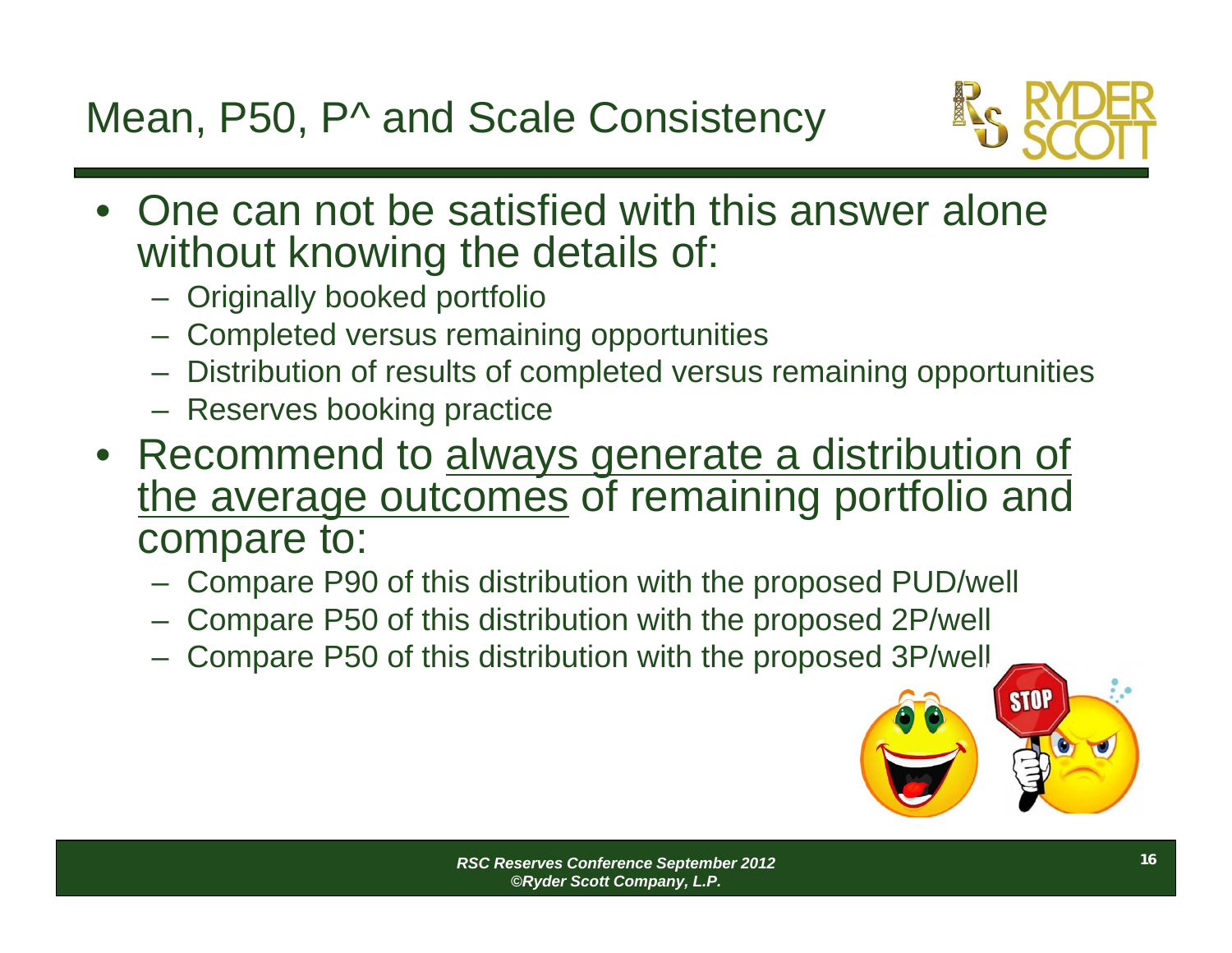# Mean, P50, P^ and Scale Consistency

- One can not be satisfied with this answer alone without knowing the details of:
  - Originally booked portfolio
  - Completed versus remaining opportunities
  - Distribution of results of completed versus remaining opportunities
  - Reserves booking practice
- Recommend to <u>always generate a distribution of the average outcomes</u> of remaining portfolio and compare to:
  - Compare P90 of this distribution with the proposed PUD/well
  - Compare P50 of this distribution with the proposed 2P/well
  - Compare P50 of this distribution with the proposed 3P/well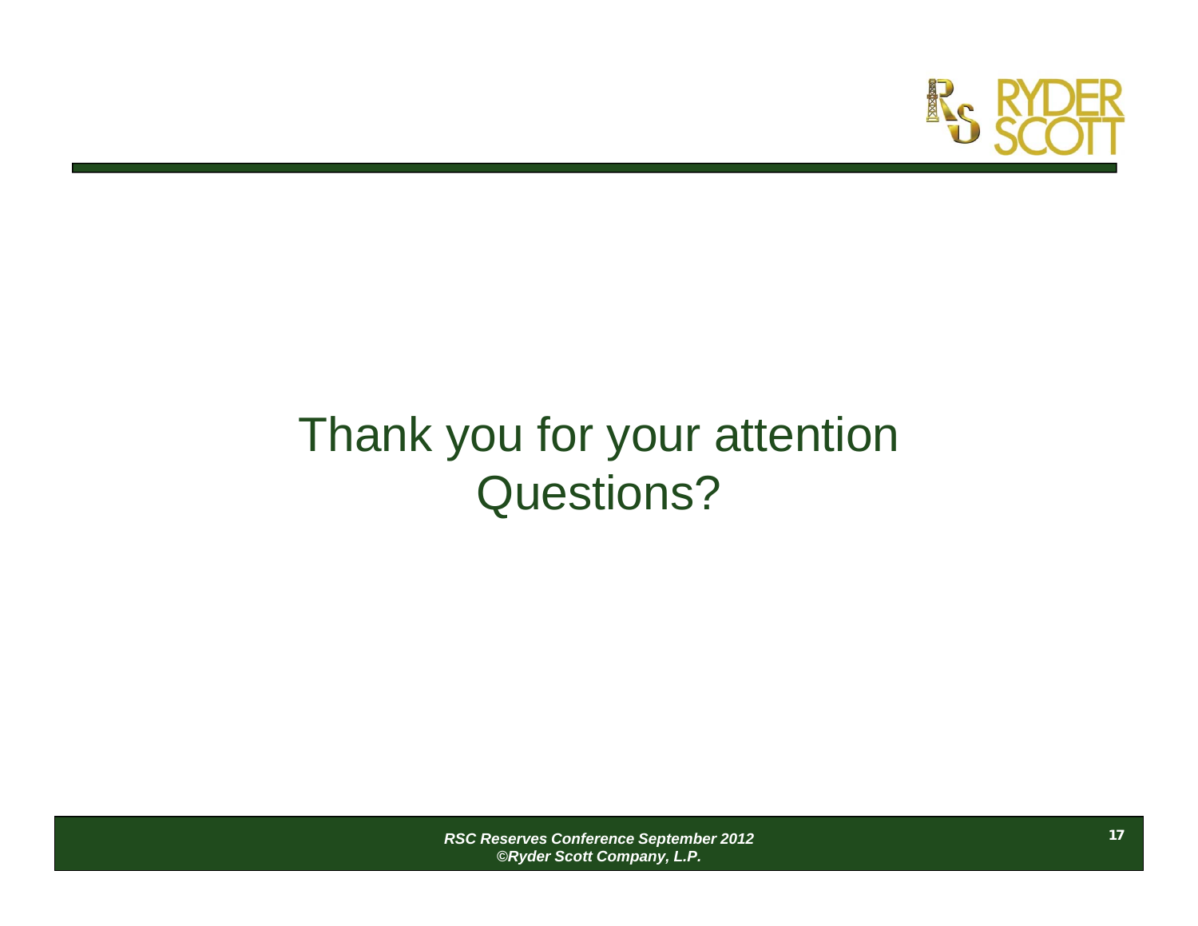Thank you for your attention
Questions?